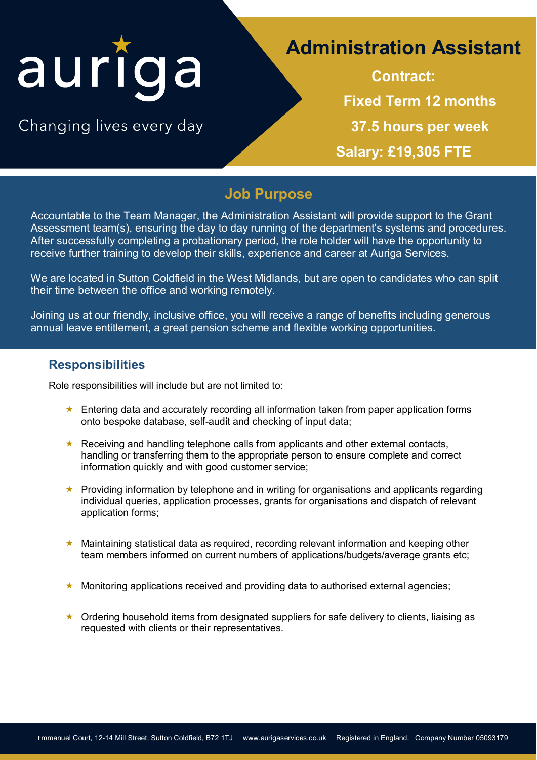auriga

Changing lives every day

# Administration Assistant

**Contract:**

**Fixed Term 12 months**

**37.5 hours per week**

**Salary: £19,305 FTE**

## Job Purpose

Accountable to the Team Manager, the Administration Assistant will provide support to the Grant Assessment team(s), ensuring the day to day running of the department's systems and procedures. After successfully completing a probationary period, the role holder will have the opportunity to receive further training to develop their skills, experience and career at Auriga Services.

We are located in Sutton Coldfield in the West Midlands, but are open to candidates who can split their time between the office and working remotely.

Joining us at our friendly, inclusive office, you will receive a range of benefits including generous annual leave entitlement, a great pension scheme and flexible working opportunities.

## Responsibilities

Role responsibilities will include but are not limited to:

- Entering data and accurately recording all information taken from paper application forms onto bespoke database, self-audit and checking of input data;
- Receiving and handling telephone calls from applicants and other external contacts, handling or transferring them to the appropriate person to ensure complete and correct information quickly and with good customer service;
- Providing information by telephone and in writing for organisations and applicants regarding individual queries, application processes, grants for organisations and dispatch of relevant application forms;
- Maintaining statistical data as required, recording relevant information and keeping other team members informed on current numbers of applications/budgets/average grants etc;
- Monitoring applications received and providing data to authorised external agencies;
- Ordering household items from designated suppliers for safe delivery to clients, liaising as requested with clients or their representatives.

Emmanuel Court, 12-14 Mill Street, Sutton Coldfield, B72 1TJ www.aurigaservices.co.uk Registered in England. Company Number 05093179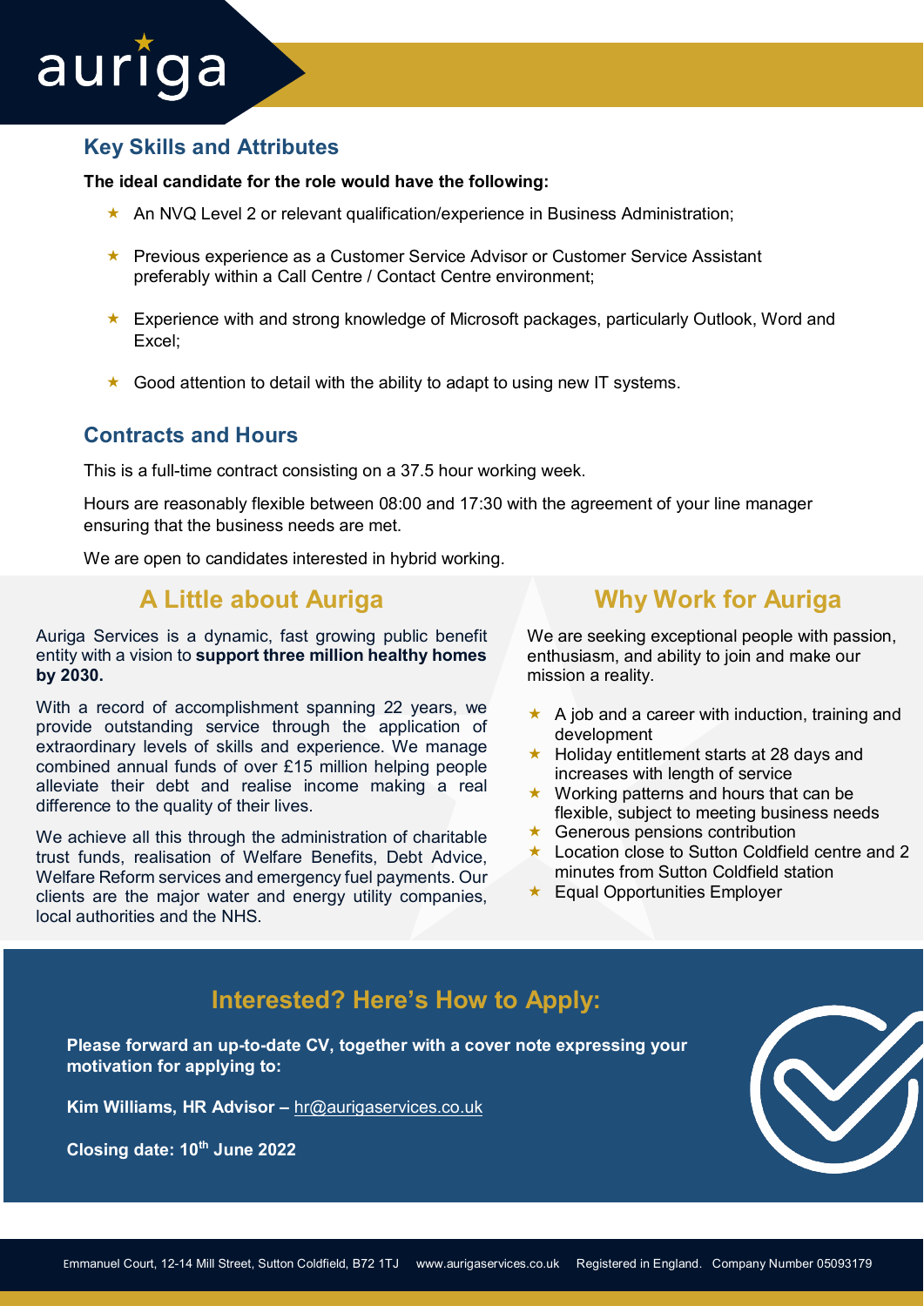## Key Skills and Attributes

**The ideal candidate for the role would have the following:**

- An NVQ Level 2 or relevant qualification/experience in Business Administration;
- Previous experience as a Customer Service Advisor or Customer Service Assistant preferably within a Call Centre / Contact Centre environment;
- Experience with and strong knowledge of Microsoft packages, particularly Outlook, Word and Excel;
- Good attention to detail with the ability to adapt to using new IT systems.

## Contracts and Hours

This is a full-time contract consisting on a 37.5 hour working week.

Hours are reasonably flexible between 08:00 and 17:30 with the agreement of your line manager ensuring that the business needs are met.

We are open to candidates interested in hybrid working.

## A Little about Auriga

Auriga Services is a dynamic, fast growing public benefit entity with a vision to **support three million healthy homes by 2030.**

With a record of accomplishment spanning 22 years, we provide outstanding service through the application of extraordinary levels of skills and experience. We manage combined annual funds of over £15 million helping people alleviate their debt and realise income making a real difference to the quality of their lives.

We achieve all this through the administration of charitable trust funds, realisation of Welfare Benefits, Debt Advice, Welfare Reform services and emergency fuel payments. Our clients are the major water and energy utility companies, local authorities and the NHS.

## Why Work for Auriga

We are seeking exceptional people with passion, enthusiasm, and ability to join and make our mission a reality.

- A job and a career with induction, training and development
- Holiday entitlement starts at 28 days and increases with length of service
- Working patterns and hours that can be flexible, subject to meeting business needs
- Generous pensions contribution
- Location close to Sutton Coldfield centre and 2 minutes from Sutton Coldfield station
- Equal Opportunities Employer

## Interested? Here's How to Apply:

**Please forward an up-to-date CV, together with a cover note expressing your motivation for applying to:**

**Kim Williams, HR Advisor –** hr@aurigaservices.co.uk

**Closing date: 10th June 2022**

Emmanuel Court, 12-14 Mill Street, Sutton Coldfield, B72 1TJ www.aurigaservices.co.uk Registered in England. Company Number 05093179